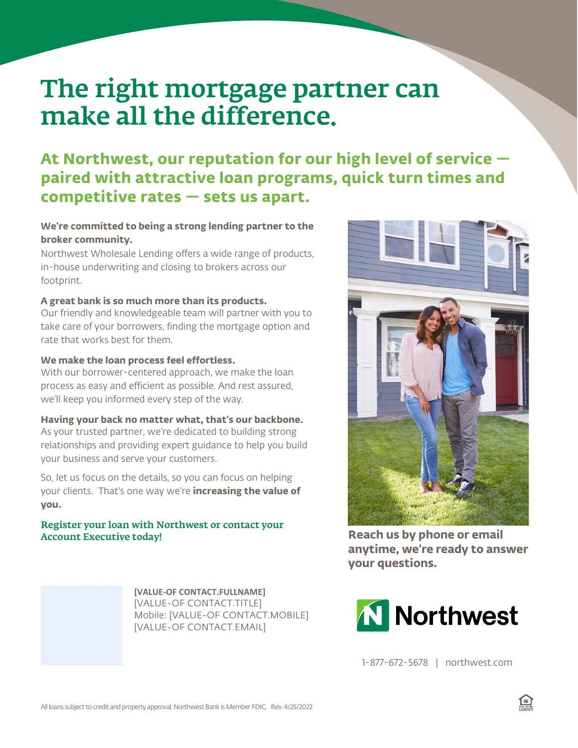# The right mortgage partner can make all the difference.

## At Northwest, our reputation for our high level of service — paired with attractive loan programs, quick turn times and competitive rates — sets us apart.

**We're committed to being a strong lending partner to the broker community.**
Northwest Wholesale Lending offers a wide range of products, in-house underwriting and closing to brokers across our footprint.

**A great bank is so much more than its products.**
Our friendly and knowledgeable team will partner with you to take care of your borrowers, finding the mortgage option and rate that works best for them.

**We make the loan process feel effortless.**
With our borrower-centered approach, we make the loan process as easy and efficient as possible. And rest assured, we'll keep you informed every step of the way.

**Having your back no matter what, that's our backbone.**
As your trusted partner, we're dedicated to building strong relationships and providing expert guidance to help you build your business and serve your customers.

So, let us focus on the details, so you can focus on helping your clients. That's one way we're **increasing the value of you.**

Register your loan with Northwest or contact your Account Executive today!

**Reach us by phone or email anytime, we're ready to answer your questions.**

**[VALUE-OF CONTACT.FULLNAME]**
[VALUE-OF CONTACT.TITLE]
Mobile: [VALUE-OF CONTACT.MOBILE]
[VALUE-OF CONTACT.EMAIL]

Northwest

1-877-672-5678 | northwest.com

All loans subject to credit and property approval. Northwest Bank is Member FDIC. Rev. 4/25/2022

EQUAL HOUSING LENDER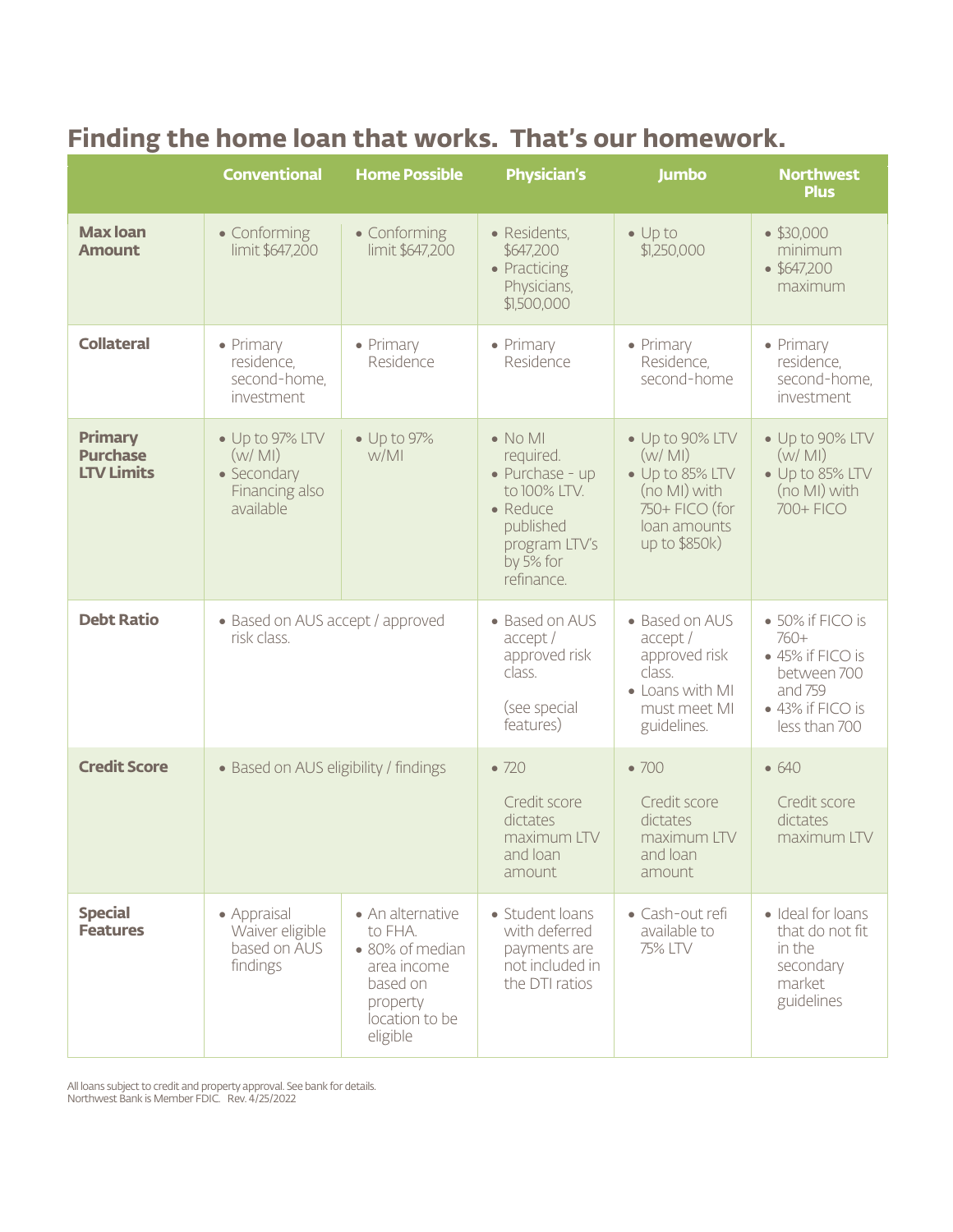# Finding the home loan that works. That's our homework.

| | Conventional | Home Possible | Physician's | Jumbo | Northwest Plus |
|---|---|---|---|---|---|
| **Max loan Amount** | • Conforming limit $647,200 | • Conforming limit $647,200 | • Residents, $647,200<br>• Practicing Physicians, $1,500,000 | • Up to $1,250,000 | • $30,000 minimum<br>• $647,200 maximum |
| **Collateral** | • Primary residence, second-home, investment | • Primary Residence | • Primary Residence | • Primary Residence, second-home | • Primary residence, second-home, investment |
| **Primary Purchase LTV Limits** | • Up to 97% LTV (w/ MI)<br>• Secondary Financing also available | • Up to 97% w/MI | • No MI required.<br>• Purchase - up to 100% LTV.<br>• Reduce published program LTV's by 5% for refinance. | • Up to 90% LTV (w/ MI)<br>• Up to 85% LTV (no MI) with 750+ FICO (for loan amounts up to $850k) | • Up to 90% LTV (w/ MI)<br>• Up to 85% LTV (no MI) with 700+ FICO |
| **Debt Ratio** | • Based on AUS accept / approved risk class. | | • Based on AUS accept / approved risk class.<br><br>(see special features) | • Based on AUS accept / approved risk class.<br>• Loans with MI must meet MI guidelines. | • 50% if FICO is 760+<br>• 45% if FICO is between 700 and 759<br>• 43% if FICO is less than 700 |
| **Credit Score** | • Based on AUS eligibility / findings | | • 720<br><br>Credit score dictates maximum LTV and loan amount | • 700<br><br>Credit score dictates maximum LTV and loan amount | • 640<br><br>Credit score dictates maximum LTV |
| **Special Features** | • Appraisal Waiver eligible based on AUS findings | • An alternative to FHA.<br>• 80% of median area income based on property location to be eligible | • Student loans with deferred payments are not included in the DTI ratios | • Cash-out refi available to 75% LTV | • Ideal for loans that do not fit in the secondary market guidelines |

All loans subject to credit and property approval. See bank for details.
Northwest Bank is Member FDIC. Rev. 4/25/2022